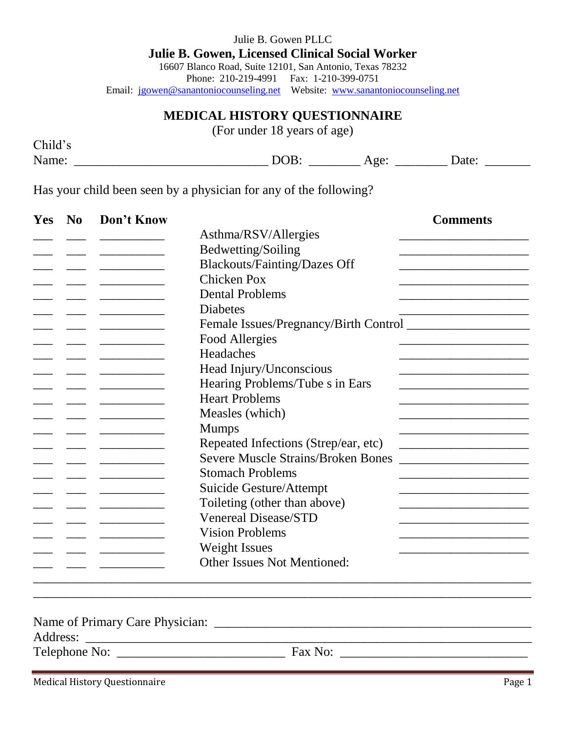Julie B. Gowen PLLC

**Julie B. Gowen, Licensed Clinical Social Worker**

16607 Blanco Road, Suite 12101, San Antonio, Texas 78232

Phone: 210-219-4991 Fax: 1-210-399-0751

Email: jgowen@sanantoniocounseling.net Website: www.sanantoniocounseling.net

## MEDICAL HISTORY QUESTIONNAIRE

(For under 18 years of age)

Child's Name: ______________________________ DOB: ________ Age: ________ Date: _______

Has your child been seen by a physician for any of the following?

| Yes | No | Don't Know | | Comments |
|---|---|---|---|---|
| ___ | ___ | __________ | Asthma/RSV/Allergies | ____________________ |
| ___ | ___ | __________ | Bedwetting/Soiling | ____________________ |
| ___ | ___ | __________ | Blackouts/Fainting/Dazes Off | ____________________ |
| ___ | ___ | __________ | Chicken Pox | ____________________ |
| ___ | ___ | __________ | Dental Problems | ____________________ |
| ___ | ___ | __________ | Diabetes | ____________________ |
| ___ | ___ | __________ | Female Issues/Pregnancy/Birth Control | ____________________ |
| ___ | ___ | __________ | Food Allergies | ____________________ |
| ___ | ___ | __________ | Headaches | ____________________ |
| ___ | ___ | __________ | Head Injury/Unconscious | ____________________ |
| ___ | ___ | __________ | Hearing Problems/Tube s in Ears | ____________________ |
| ___ | ___ | __________ | Heart Problems | ____________________ |
| ___ | ___ | __________ | Measles (which) | ____________________ |
| ___ | ___ | __________ | Mumps | ____________________ |
| ___ | ___ | __________ | Repeated Infections (Strep/ear, etc) | ____________________ |
| ___ | ___ | __________ | Severe Muscle Strains/Broken Bones | ____________________ |
| ___ | ___ | __________ | Stomach Problems | ____________________ |
| ___ | ___ | __________ | Suicide Gesture/Attempt | ____________________ |
| ___ | ___ | __________ | Toileting (other than above) | ____________________ |
| ___ | ___ | __________ | Venereal Disease/STD | ____________________ |
| ___ | ___ | __________ | Vision Problems | ____________________ |
| ___ | ___ | __________ | Weight Issues | ____________________ |
| ___ | ___ | __________ | Other Issues Not Mentioned: | |

______________________________________________________________________________

______________________________________________________________________________

Name of Primary Care Physician: ______________________________________________

Address: ______________________________________________________________

Telephone No: __________________________ Fax No: _____________________________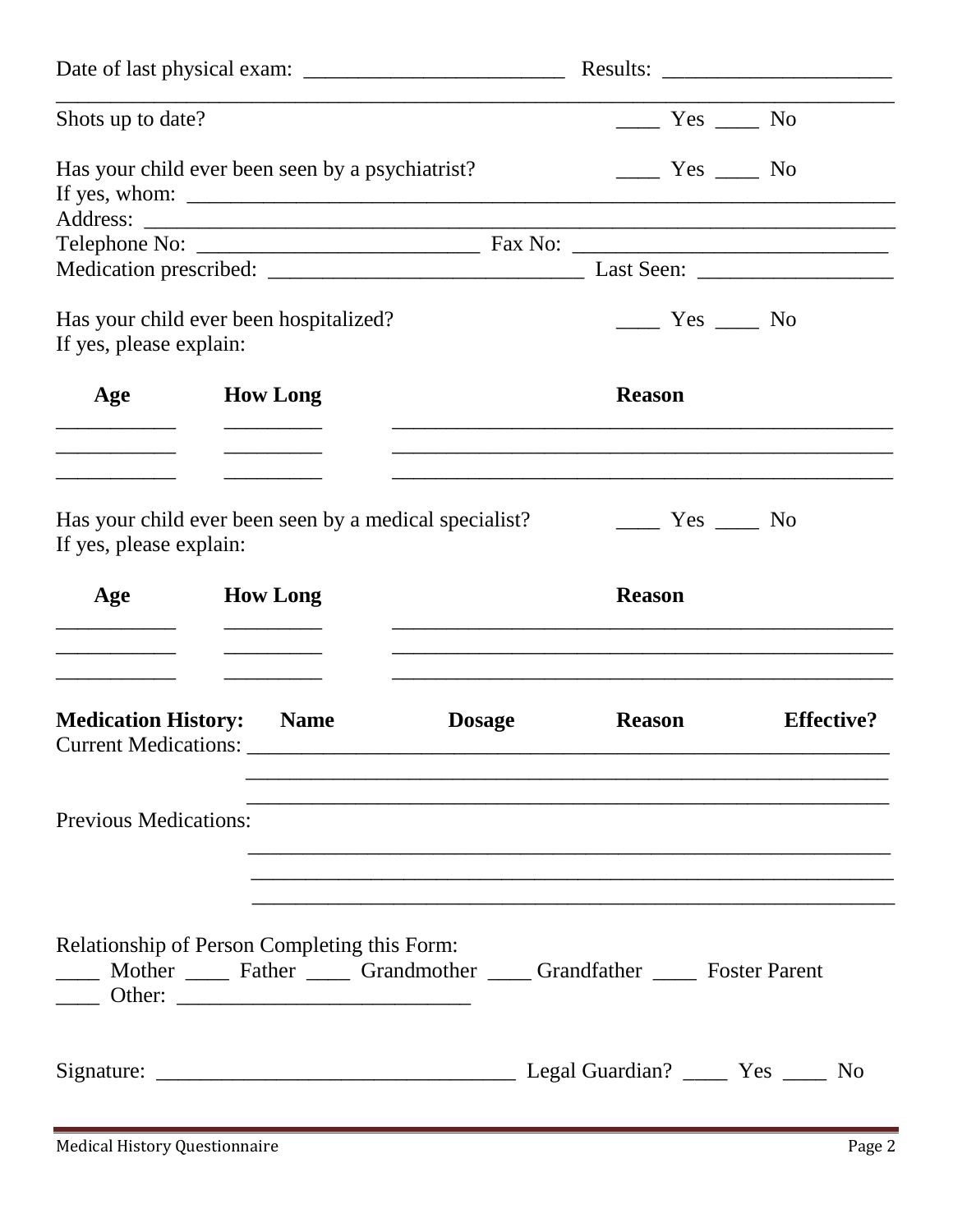Date of last physical exam: ________________________ Results: _____________________

_______________________________________________________________________________

Shots up to date? ____ Yes ____ No

Has your child ever been seen by a psychiatrist? ____ Yes ____ No

If yes, whom: _____________________________________________________________________

Address: _________________________________________________________________________

Telephone No: ___________________________ Fax No: ______________________________

Medication prescribed: _____________________________ Last Seen: __________________

Has your child ever been hospitalized? ____ Yes ____ No

If yes, please explain:

| **Age** | **How Long** | **Reason** |
| --- | --- | --- |
| ___________ | _________ | _______________________________________________ |
| ___________ | _________ | _______________________________________________ |
| ___________ | _________ | _______________________________________________ |

Has your child ever been seen by a medical specialist? ____ Yes ____ No

If yes, please explain:

| **Age** | **How Long** | **Reason** |
| --- | --- | --- |
| ___________ | _________ | _______________________________________________ |
| ___________ | _________ | _______________________________________________ |
| ___________ | _________ | _______________________________________________ |

**Medication History:** **Name** **Dosage** **Reason** **Effective?**

Current Medications: _____________________________________________________________

_____________________________________________________________

_____________________________________________________________

Previous Medications:

_____________________________________________________________

_____________________________________________________________

_____________________________________________________________

Relationship of Person Completing this Form:

____ Mother ____ Father ____ Grandmother ____ Grandfather ____ Foster Parent

____ Other: ___________________________

Signature: _________________________________ Legal Guardian? ____ Yes ____ No